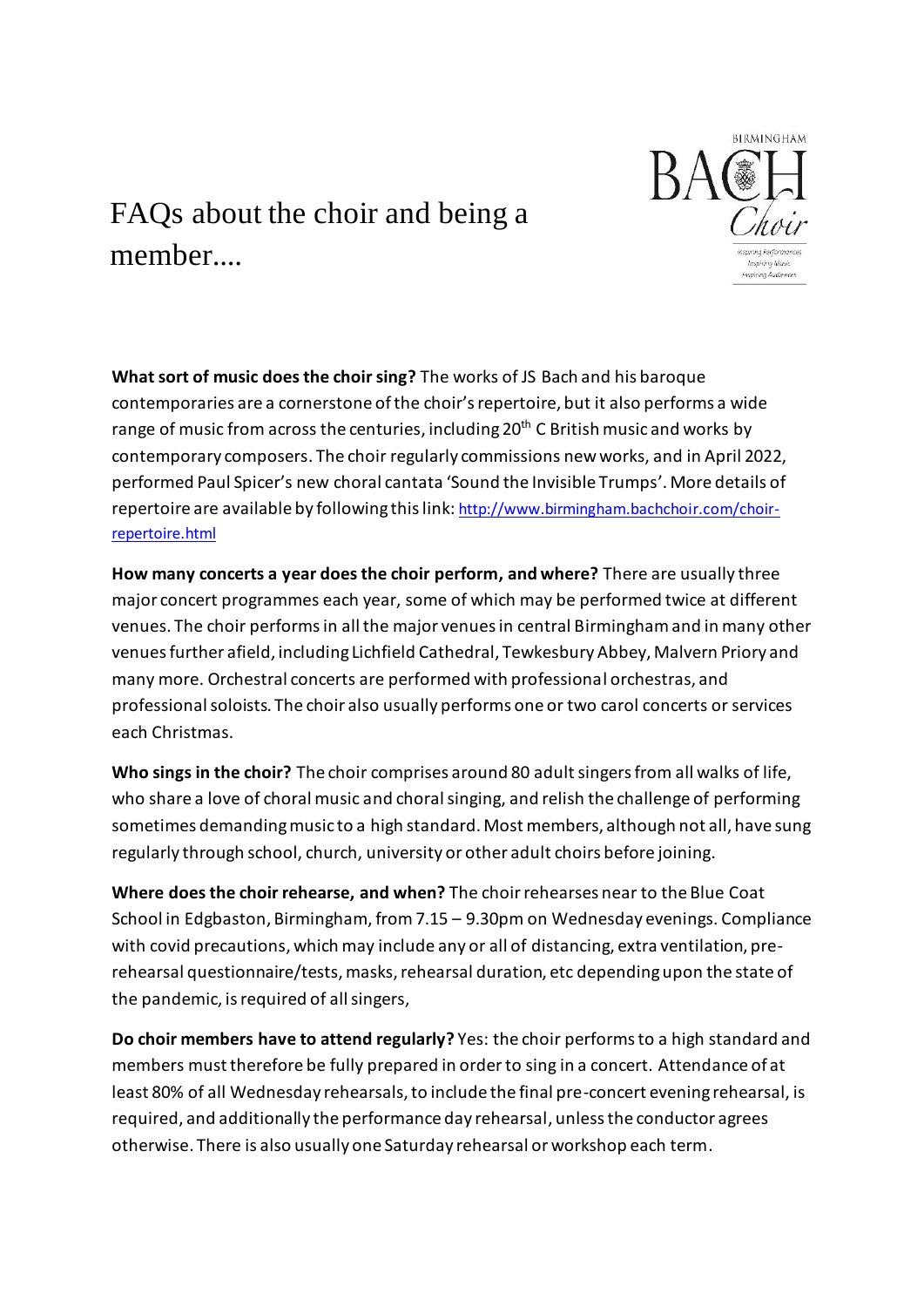# FAQs about the choir and being a member....

BIRMINGHAM BACH Choir

*Inspiring Performances Inspiring Music Inspiring Audiences*

**What sort of music does the choir sing?** The works of JS Bach and his baroque contemporaries are a cornerstone of the choir's repertoire, but it also performs a wide range of music from across the centuries, including 20th C British music and works by contemporary composers. The choir regularly commissions new works, and in April 2022, performed Paul Spicer's new choral cantata 'Sound the Invisible Trumps'. More details of repertoire are available by following this link: [http://www.birmingham.bachchoir.com/choir-repertoire.html](http://www.birmingham.bachchoir.com/choir-repertoire.html)

**How many concerts a year does the choir perform, and where?** There are usually three major concert programmes each year, some of which may be performed twice at different venues. The choir performs in all the major venues in central Birmingham and in many other venues further afield, including Lichfield Cathedral, Tewkesbury Abbey, Malvern Priory and many more. Orchestral concerts are performed with professional orchestras, and professional soloists. The choir also usually performs one or two carol concerts or services each Christmas.

**Who sings in the choir?** The choir comprises around 80 adult singers from all walks of life, who share a love of choral music and choral singing, and relish the challenge of performing sometimes demanding music to a high standard. Most members, although not all, have sung regularly through school, church, university or other adult choirs before joining.

**Where does the choir rehearse, and when?** The choir rehearses near to the Blue Coat School in Edgbaston, Birmingham, from 7.15 – 9.30pm on Wednesday evenings. Compliance with covid precautions, which may include any or all of distancing, extra ventilation, pre-rehearsal questionnaire/tests, masks, rehearsal duration, etc depending upon the state of the pandemic, is required of all singers,

**Do choir members have to attend regularly?** Yes: the choir performs to a high standard and members must therefore be fully prepared in order to sing in a concert. Attendance of at least 80% of all Wednesday rehearsals, to include the final pre-concert evening rehearsal, is required, and additionally the performance day rehearsal, unless the conductor agrees otherwise. There is also usually one Saturday rehearsal or workshop each term.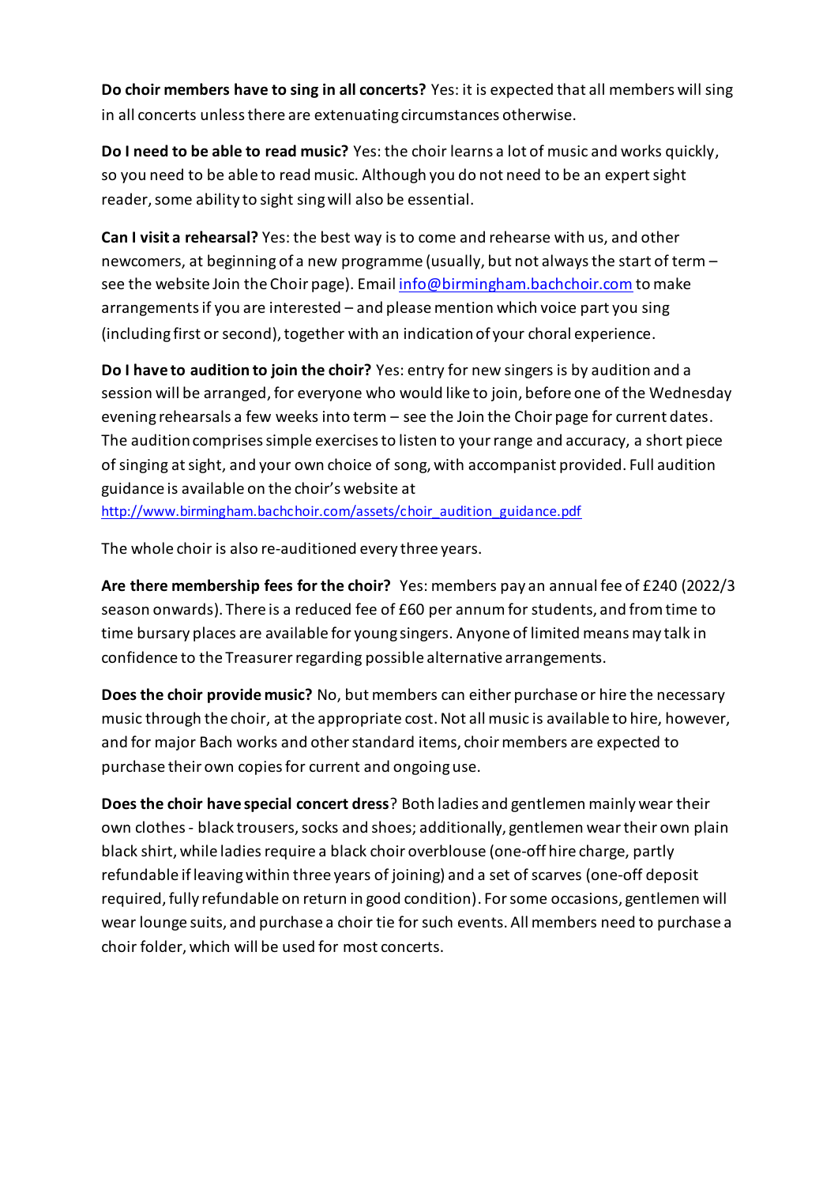**Do choir members have to sing in all concerts?** Yes: it is expected that all members will sing in all concerts unless there are extenuating circumstances otherwise.

**Do I need to be able to read music?** Yes: the choir learns a lot of music and works quickly, so you need to be able to read music. Although you do not need to be an expert sight reader, some ability to sight sing will also be essential.

**Can I visit a rehearsal?** Yes: the best way is to come and rehearse with us, and other newcomers, at beginning of a new programme (usually, but not always the start of term – see the website Join the Choir page). Email info@birmingham.bachchoir.com to make arrangements if you are interested – and please mention which voice part you sing (including first or second), together with an indication of your choral experience.

**Do I have to audition to join the choir?** Yes: entry for new singers is by audition and a session will be arranged, for everyone who would like to join, before one of the Wednesday evening rehearsals a few weeks into term – see the Join the Choir page for current dates. The audition comprises simple exercises to listen to your range and accuracy, a short piece of singing at sight, and your own choice of song, with accompanist provided. Full audition guidance is available on the choir's website at http://www.birmingham.bachchoir.com/assets/choir_audition_guidance.pdf

The whole choir is also re-auditioned every three years.

**Are there membership fees for the choir?** Yes: members pay an annual fee of £240 (2022/3 season onwards). There is a reduced fee of £60 per annum for students, and from time to time bursary places are available for young singers. Anyone of limited means may talk in confidence to the Treasurer regarding possible alternative arrangements.

**Does the choir provide music?** No, but members can either purchase or hire the necessary music through the choir, at the appropriate cost. Not all music is available to hire, however, and for major Bach works and other standard items, choir members are expected to purchase their own copies for current and ongoing use.

**Does the choir have special concert dress**? Both ladies and gentlemen mainly wear their own clothes - black trousers, socks and shoes; additionally, gentlemen wear their own plain black shirt, while ladies require a black choir overblouse (one-off hire charge, partly refundable if leaving within three years of joining) and a set of scarves (one-off deposit required, fully refundable on return in good condition). For some occasions, gentlemen will wear lounge suits, and purchase a choir tie for such events. All members need to purchase a choir folder, which will be used for most concerts.